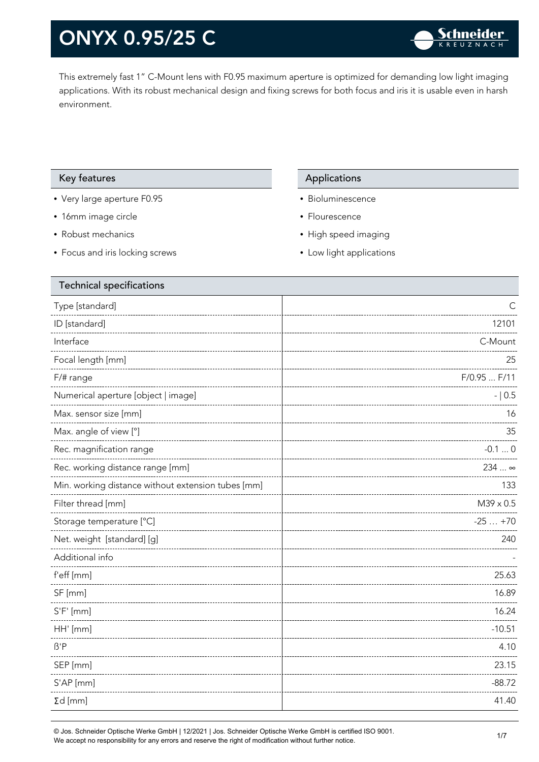# ONYX 0.95/25 C

This extremely fast 1" C-Mount lens with F0.95 maximum aperture is optimized for demanding low light imaging applications. With its robust mechanical design and fixing screws for both focus and iris it is usable even in harsh environment.

## Key features

- Very large aperture F0.95
- 16mm image circle
- Robust mechanics
- Focus and iris locking screws

## Applications

- Bioluminescence
- Flourescence
- High speed imaging
- Low light applications

## Technical specifications

| Parameter | Value |
|---|---|
| Type [standard] | C |
| ID [standard] | 12101 |
| Interface | C-Mount |
| Focal length [mm] | 25 |
| F/# range | F/0.95 ... F/11 |
| Numerical aperture [object \| image] | - \| 0.5 |
| Max. sensor size [mm] | 16 |
| Max. angle of view [°] | 35 |
| Rec. magnification range | -0.1 ... 0 |
| Rec. working distance range [mm] | 234 ... ∞ |
| Min. working distance without extension tubes [mm] | 133 |
| Filter thread [mm] | M39 x 0.5 |
| Storage temperature [°C] | -25 … +70 |
| Net. weight [standard] [g] | 240 |
| Additional info | - |
| f'eff [mm] | 25.63 |
| SF [mm] | 16.89 |
| S'F' [mm] | 16.24 |
| HH' [mm] | -10.51 |
| ß'P | 4.10 |
| SEP [mm] | 23.15 |
| S'AP [mm] | -88.72 |
| Σd [mm] | 41.40 |

© Jos. Schneider Optische Werke GmbH | 12/2021 | Jos. Schneider Optische Werke GmbH is certified ISO 9001.
We accept no responsibility for any errors and reserve the right of modification without further notice.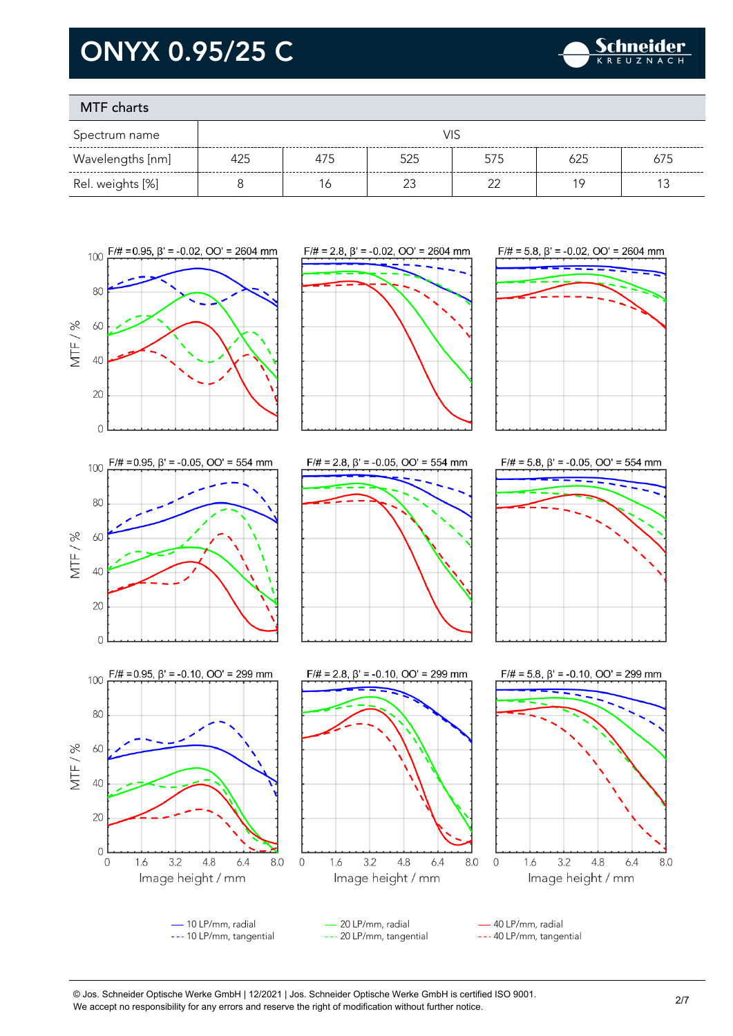# ONYX 0.95/25 C

## MTF charts

| Spectrum name | VIS | | | | | |
|---|---|---|---|---|---|---|
| Wavelengths [nm] | 425 | 475 | 525 | 575 | 625 | 675 |
| Rel. weights [%] | 8 | 16 | 23 | 22 | 19 | 13 |

F/# = 0.95, β' = -0.02, OO' = 2604 mm

F/# = 2.8, β' = -0.02, OO' = 2604 mm

F/# = 5.8, β' = -0.02, OO' = 2604 mm

F/# = 0.95, β' = -0.05, OO' = 554 mm

F/# = 2.8, β' = -0.05, OO' = 554 mm

F/# = 5.8, β' = -0.05, OO' = 554 mm

F/# = 0.95, β' = -0.10, OO' = 299 mm

F/# = 2.8, β' = -0.10, OO' = 299 mm

F/# = 5.8, β' = -0.10, OO' = 299 mm

MTF / %

Image height / mm

— 10 LP/mm, radial
--- 10 LP/mm, tangential
— 20 LP/mm, radial
--- 20 LP/mm, tangential
— 40 LP/mm, radial
--- 40 LP/mm, tangential

© Jos. Schneider Optische Werke GmbH | 12/2021 | Jos. Schneider Optische Werke GmbH is certified ISO 9001.
We accept no responsibility for any errors and reserve the right of modification without further notice.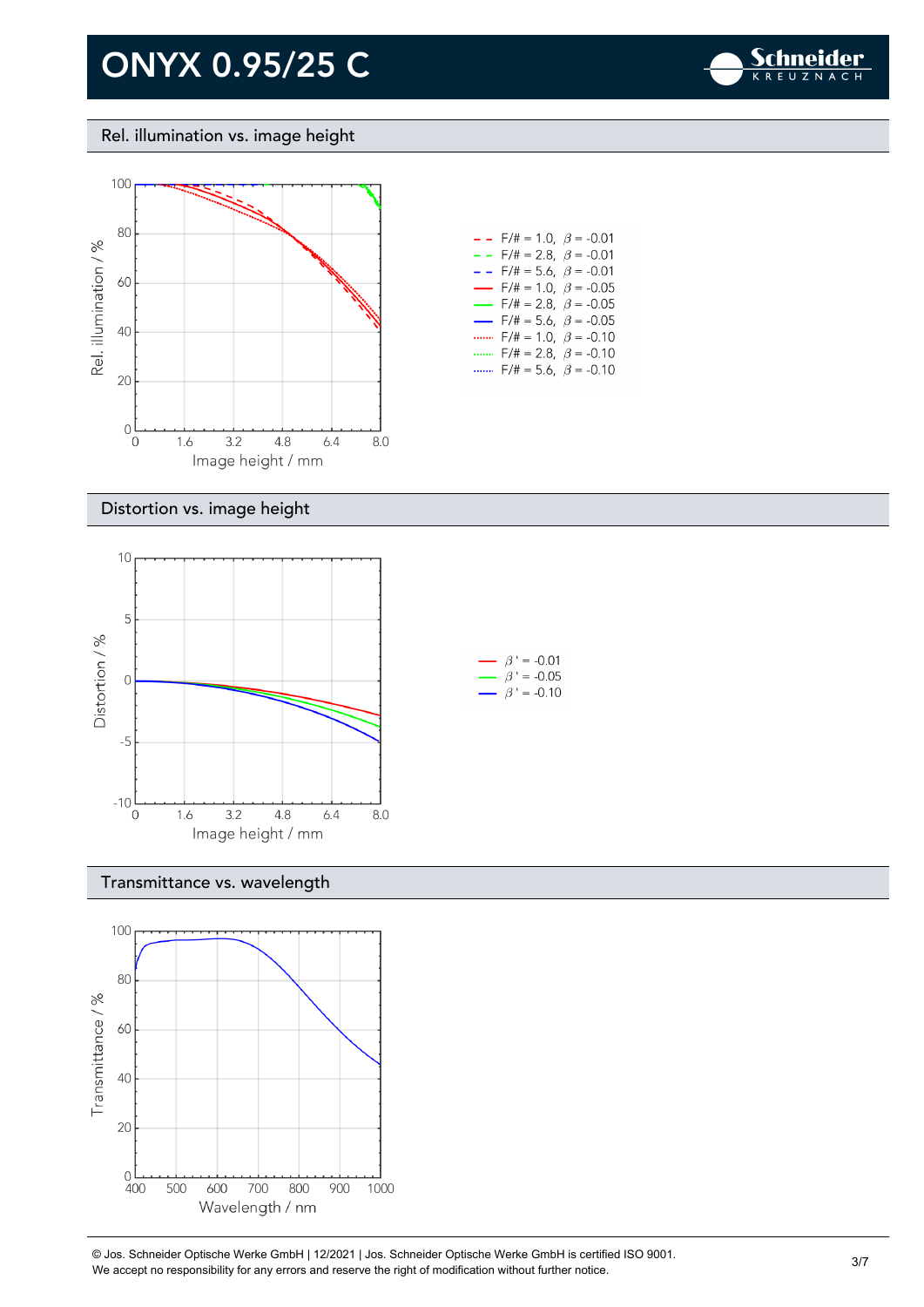# ONYX 0.95/25 C

## Rel. illumination vs. image height

Rel. illumination / %

Image height / mm

- F/# = 1.0, $\beta$ = -0.01
- F/# = 2.8, $\beta$ = -0.01
- F/# = 5.6, $\beta$ = -0.01
- F/# = 1.0, $\beta$ = -0.05
- F/# = 2.8, $\beta$ = -0.05
- F/# = 5.6, $\beta$ = -0.05
- F/# = 1.0, $\beta$ = -0.10
- F/# = 2.8, $\beta$ = -0.10
- F/# = 5.6, $\beta$ = -0.10

## Distortion vs. image height

Distortion / %

Image height / mm

- $\beta'$ = -0.01
- $\beta'$ = -0.05
- $\beta'$ = -0.10

## Transmittance vs. wavelength

Transmittance / %

Wavelength / nm

© Jos. Schneider Optische Werke GmbH | 12/2021 | Jos. Schneider Optische Werke GmbH is certified ISO 9001.
We accept no responsibility for any errors and reserve the right of modification without further notice.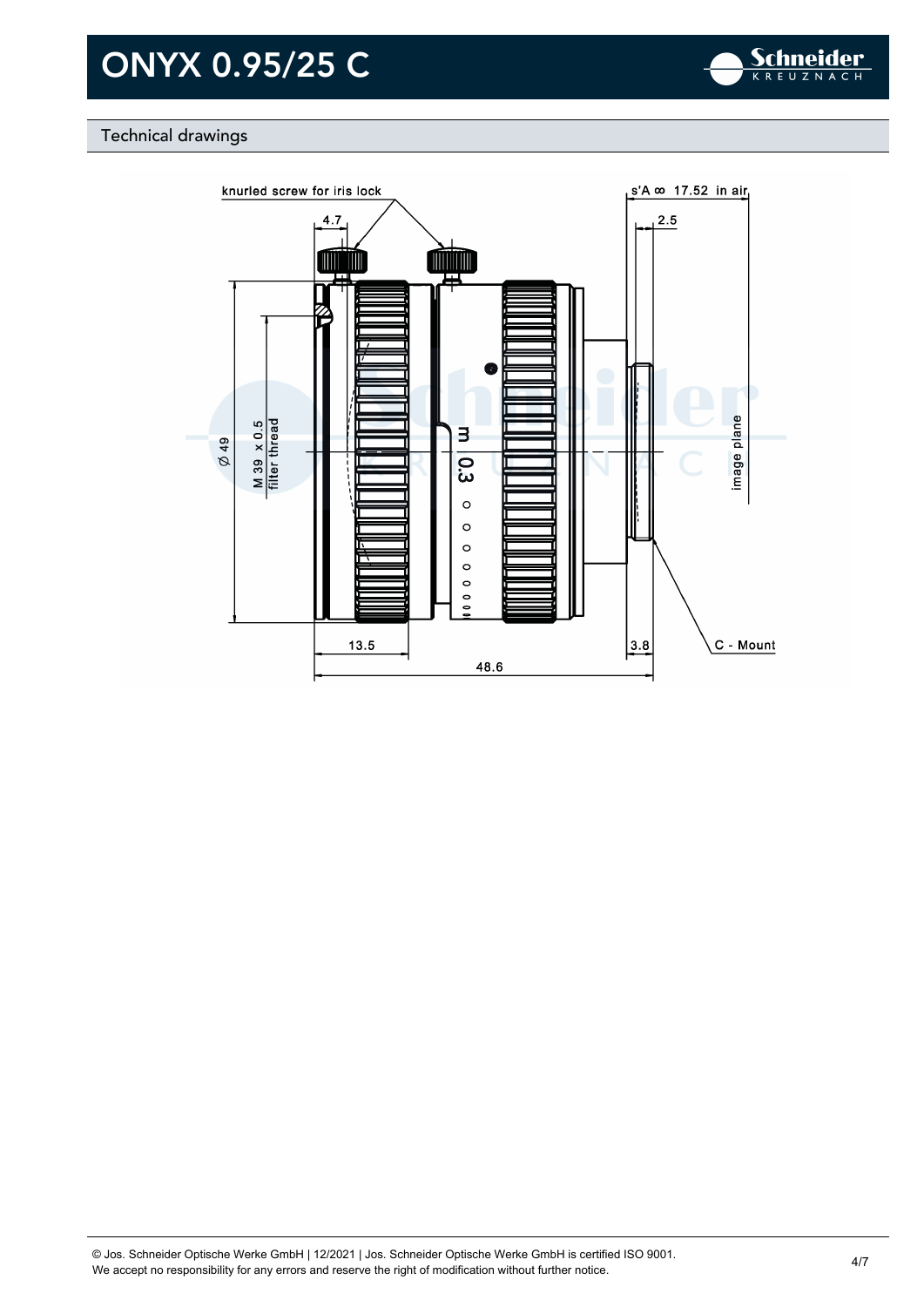# ONYX 0.95/25 C

## Technical drawings

knurled screw for iris lock

4.7

s'A ∞ 17.52 in air

2.5

Ø 49

M 39 x 0.5 filter thread

m 0.3

image plane

C - Mount

13.5

3.8

48.6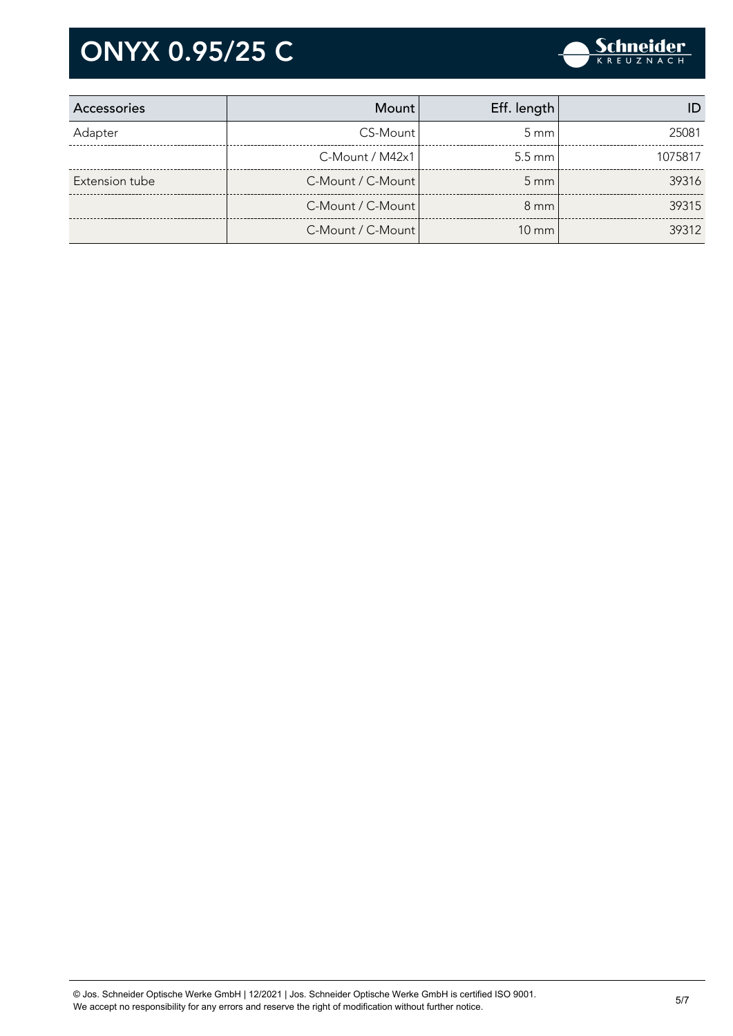# ONYX 0.95/25 C

| Accessories | Mount | Eff. length | ID |
|---|---|---|---|
| Adapter | CS-Mount | 5 mm | 25081 |
| | C-Mount / M42x1 | 5.5 mm | 1075817 |
| Extension tube | C-Mount / C-Mount | 5 mm | 39316 |
| | C-Mount / C-Mount | 8 mm | 39315 |
| | C-Mount / C-Mount | 10 mm | 39312 |

© Jos. Schneider Optische Werke GmbH | 12/2021 | Jos. Schneider Optische Werke GmbH is certified ISO 9001.
We accept no responsibility for any errors and reserve the right of modification without further notice.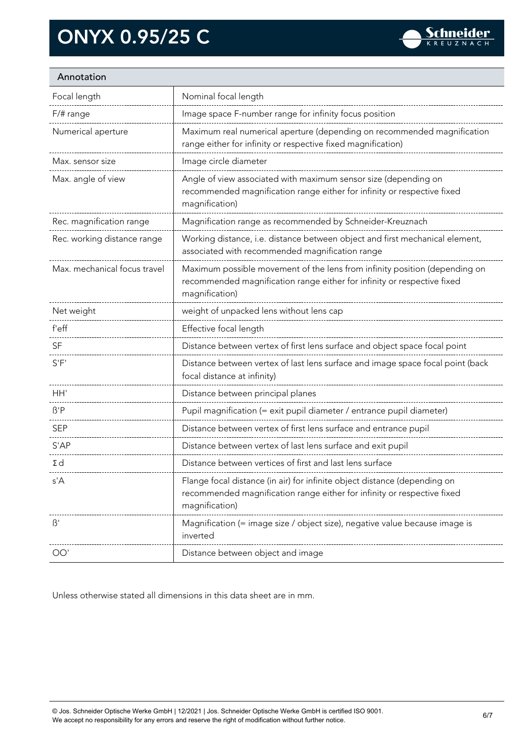# ONYX 0.95/25 C

| Annotation | |
|---|---|
| Focal length | Nominal focal length |
| F/# range | Image space F-number range for infinity focus position |
| Numerical aperture | Maximum real numerical aperture (depending on recommended magnification range either for infinity or respective fixed magnification) |
| Max. sensor size | Image circle diameter |
| Max. angle of view | Angle of view associated with maximum sensor size (depending on recommended magnification range either for infinity or respective fixed magnification) |
| Rec. magnification range | Magnification range as recommended by Schneider-Kreuznach |
| Rec. working distance range | Working distance, i.e. distance between object and first mechanical element, associated with recommended magnification range |
| Max. mechanical focus travel | Maximum possible movement of the lens from infinity position (depending on recommended magnification range either for infinity or respective fixed magnification) |
| Net weight | weight of unpacked lens without lens cap |
| f'eff | Effective focal length |
| SF | Distance between vertex of first lens surface and object space focal point |
| S'F' | Distance between vertex of last lens surface and image space focal point (back focal distance at infinity) |
| HH' | Distance between principal planes |
| ß'P | Pupil magnification (= exit pupil diameter / entrance pupil diameter) |
| SEP | Distance between vertex of first lens surface and entrance pupil |
| S'AP | Distance between vertex of last lens surface and exit pupil |
| Σ d | Distance between vertices of first and last lens surface |
| s'A | Flange focal distance (in air) for infinite object distance (depending on recommended magnification range either for infinity or respective fixed magnification) |
| ß' | Magnification (= image size / object size), negative value because image is inverted |
| OO' | Distance between object and image |

Unless otherwise stated all dimensions in this data sheet are in mm.

© Jos. Schneider Optische Werke GmbH | 12/2021 | Jos. Schneider Optische Werke GmbH is certified ISO 9001.
We accept no responsibility for any errors and reserve the right of modification without further notice.